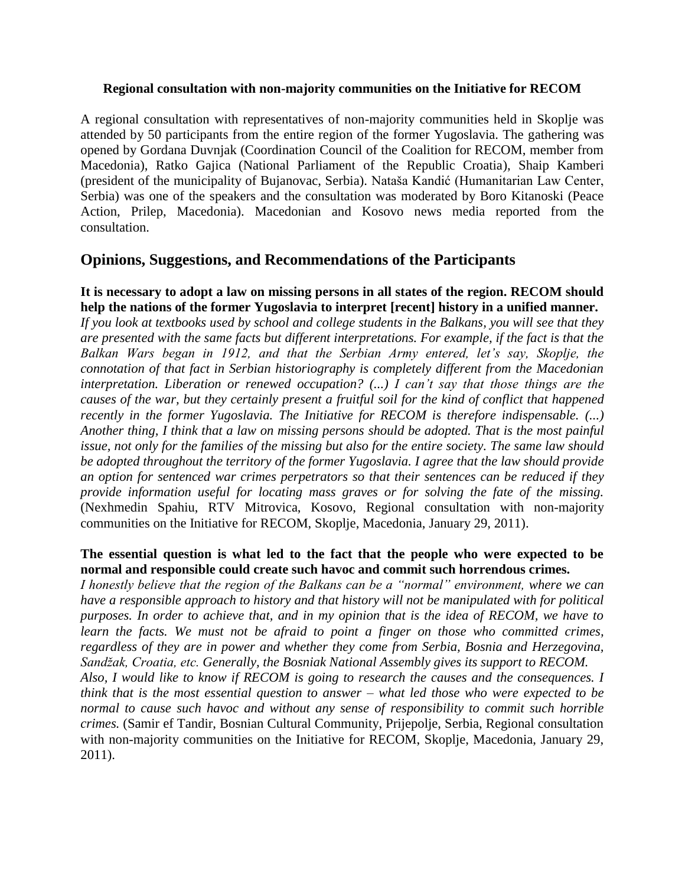**Regional consultation with non-majority communities on the Initiative for RECOM**

A regional consultation with representatives of non-majority communities held in Skoplje was attended by 50 participants from the entire region of the former Yugoslavia. The gathering was opened by Gordana Duvnjak (Coordination Council of the Coalition for RECOM, member from Macedonia), Ratko Gajica (National Parliament of the Republic Croatia), Shaip Kamberi (president of the municipality of Bujanovac, Serbia). Nataša Kandić (Humanitarian Law Center, Serbia) was one of the speakers and the consultation was moderated by Boro Kitanoski (Peace Action, Prilep, Macedonia). Macedonian and Kosovo news media reported from the consultation.

## Opinions, Suggestions, and Recommendations of the Participants

**It is necessary to adopt a law on missing persons in all states of the region. RECOM should help the nations of the former Yugoslavia to interpret [recent] history in a unified manner.**

*If you look at textbooks used by school and college students in the Balkans, you will see that they are presented with the same facts but different interpretations. For example, if the fact is that the Balkan Wars began in 1912, and that the Serbian Army entered, let's say, Skoplje, the connotation of that fact in Serbian historiography is completely different from the Macedonian interpretation. Liberation or renewed occupation? (...) I can't say that those things are the causes of the war, but they certainly present a fruitful soil for the kind of conflict that happened recently in the former Yugoslavia. The Initiative for RECOM is therefore indispensable. (...) Another thing, I think that a law on missing persons should be adopted. That is the most painful issue, not only for the families of the missing but also for the entire society. The same law should be adopted throughout the territory of the former Yugoslavia. I agree that the law should provide an option for sentenced war crimes perpetrators so that their sentences can be reduced if they provide information useful for locating mass graves or for solving the fate of the missing.* (Nexhmedin Spahiu, RTV Mitrovica, Kosovo, Regional consultation with non-majority communities on the Initiative for RECOM, Skoplje, Macedonia, January 29, 2011).

**The essential question is what led to the fact that the people who were expected to be normal and responsible could create such havoc and commit such horrendous crimes.**

*I honestly believe that the region of the Balkans can be a "normal" environment, where we can have a responsible approach to history and that history will not be manipulated with for political purposes. In order to achieve that, and in my opinion that is the idea of RECOM, we have to learn the facts. We must not be afraid to point a finger on those who committed crimes, regardless of they are in power and whether they come from Serbia, Bosnia and Herzegovina, Sandžak, Croatia, etc. Generally, the Bosniak National Assembly gives its support to RECOM.*

*Also, I would like to know if RECOM is going to research the causes and the consequences. I think that is the most essential question to answer – what led those who were expected to be normal to cause such havoc and without any sense of responsibility to commit such horrible crimes.* (Samir ef Tandir, Bosnian Cultural Community, Prijepolje, Serbia, Regional consultation with non-majority communities on the Initiative for RECOM, Skoplje, Macedonia, January 29, 2011).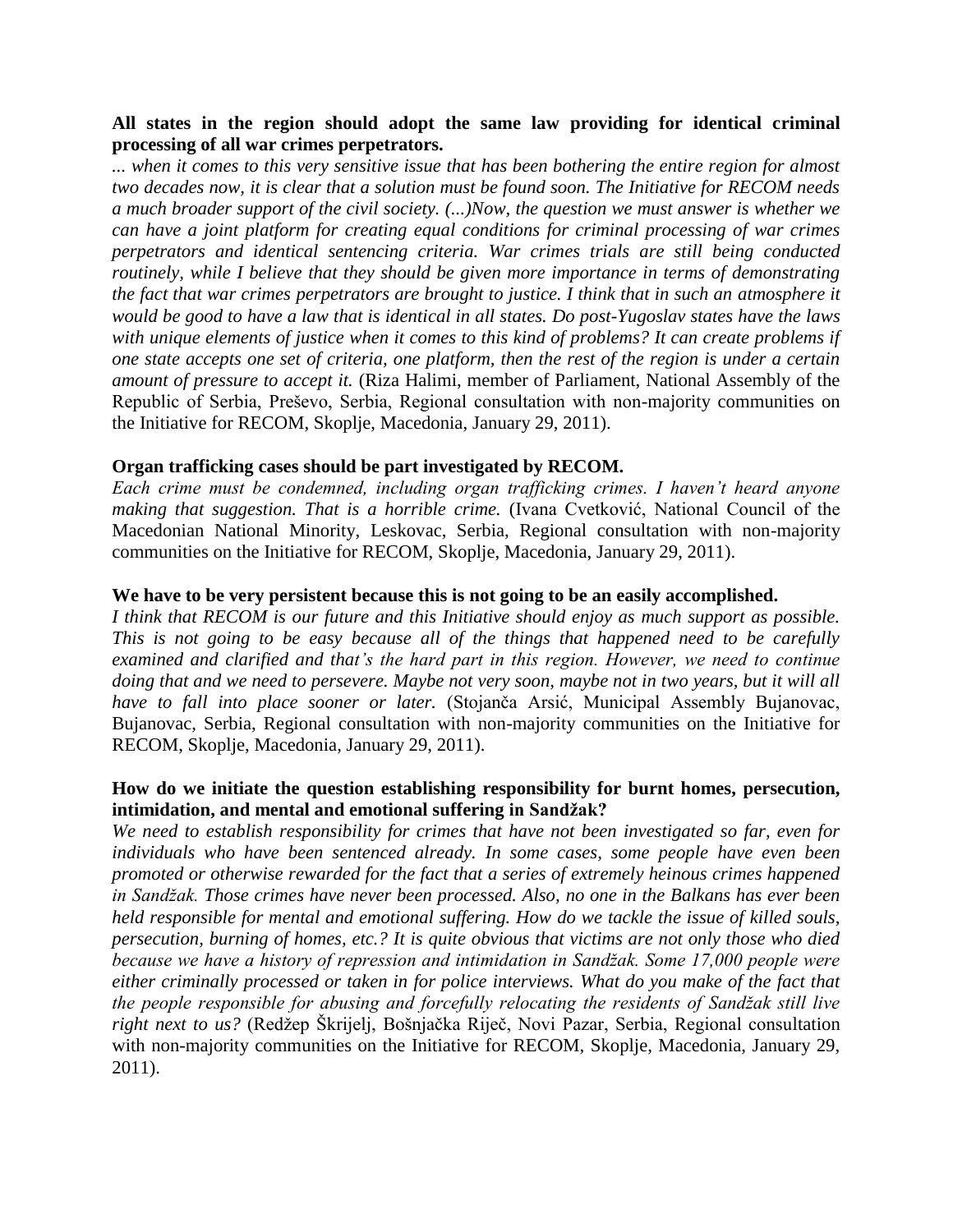**All states in the region should adopt the same law providing for identical criminal processing of all war crimes perpetrators.**

*... when it comes to this very sensitive issue that has been bothering the entire region for almost two decades now, it is clear that a solution must be found soon. The Initiative for RECOM needs a much broader support of the civil society. (...)Now, the question we must answer is whether we can have a joint platform for creating equal conditions for criminal processing of war crimes perpetrators and identical sentencing criteria. War crimes trials are still being conducted routinely, while I believe that they should be given more importance in terms of demonstrating the fact that war crimes perpetrators are brought to justice. I think that in such an atmosphere it would be good to have a law that is identical in all states. Do post-Yugoslav states have the laws with unique elements of justice when it comes to this kind of problems? It can create problems if one state accepts one set of criteria, one platform, then the rest of the region is under a certain amount of pressure to accept it.* (Riza Halimi, member of Parliament, National Assembly of the Republic of Serbia, Preševo, Serbia, Regional consultation with non-majority communities on the Initiative for RECOM, Skoplje, Macedonia, January 29, 2011).

**Organ trafficking cases should be part investigated by RECOM.**

*Each crime must be condemned, including organ trafficking crimes. I haven't heard anyone making that suggestion. That is a horrible crime.* (Ivana Cvetković, National Council of the Macedonian National Minority, Leskovac, Serbia, Regional consultation with non-majority communities on the Initiative for RECOM, Skoplje, Macedonia, January 29, 2011).

**We have to be very persistent because this is not going to be an easily accomplished.**

*I think that RECOM is our future and this Initiative should enjoy as much support as possible. This is not going to be easy because all of the things that happened need to be carefully examined and clarified and that's the hard part in this region. However, we need to continue doing that and we need to persevere. Maybe not very soon, maybe not in two years, but it will all have to fall into place sooner or later.* (Stojanča Arsić, Municipal Assembly Bujanovac, Bujanovac, Serbia, Regional consultation with non-majority communities on the Initiative for RECOM, Skoplje, Macedonia, January 29, 2011).

**How do we initiate the question establishing responsibility for burnt homes, persecution, intimidation, and mental and emotional suffering in Sandžak?**

*We need to establish responsibility for crimes that have not been investigated so far, even for individuals who have been sentenced already. In some cases, some people have even been promoted or otherwise rewarded for the fact that a series of extremely heinous crimes happened in Sandžak. Those crimes have never been processed. Also, no one in the Balkans has ever been held responsible for mental and emotional suffering. How do we tackle the issue of killed souls, persecution, burning of homes, etc.? It is quite obvious that victims are not only those who died because we have a history of repression and intimidation in Sandžak. Some 17,000 people were either criminally processed or taken in for police interviews. What do you make of the fact that the people responsible for abusing and forcefully relocating the residents of Sandžak still live right next to us?* (Redžep Škrijelj, Bošnjačka Riječ, Novi Pazar, Serbia, Regional consultation with non-majority communities on the Initiative for RECOM, Skoplje, Macedonia, January 29, 2011).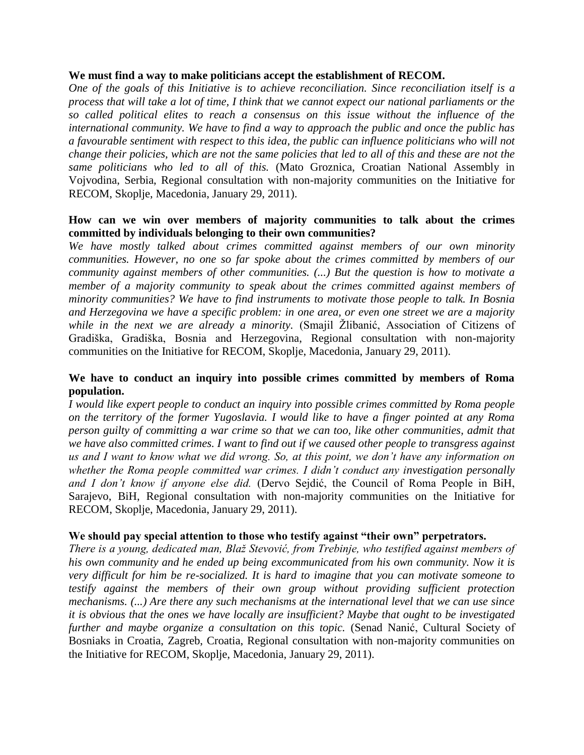**We must find a way to make politicians accept the establishment of RECOM.**

*One of the goals of this Initiative is to achieve reconciliation. Since reconciliation itself is a process that will take a lot of time, I think that we cannot expect our national parliaments or the so called political elites to reach a consensus on this issue without the influence of the international community. We have to find a way to approach the public and once the public has a favourable sentiment with respect to this idea, the public can influence politicians who will not change their policies, which are not the same policies that led to all of this and these are not the same politicians who led to all of this.* (Mato Groznica, Croatian National Assembly in Vojvodina, Serbia, Regional consultation with non-majority communities on the Initiative for RECOM, Skoplje, Macedonia, January 29, 2011).

**How can we win over members of majority communities to talk about the crimes committed by individuals belonging to their own communities?**

*We have mostly talked about crimes committed against members of our own minority communities. However, no one so far spoke about the crimes committed by members of our community against members of other communities. (...) But the question is how to motivate a member of a majority community to speak about the crimes committed against members of minority communities? We have to find instruments to motivate those people to talk. In Bosnia and Herzegovina we have a specific problem: in one area, or even one street we are a majority while in the next we are already a minority.* (Smajil Žlibanić, Association of Citizens of Gradiška, Gradiška, Bosnia and Herzegovina, Regional consultation with non-majority communities on the Initiative for RECOM, Skoplje, Macedonia, January 29, 2011).

**We have to conduct an inquiry into possible crimes committed by members of Roma population.**

*I would like expert people to conduct an inquiry into possible crimes committed by Roma people on the territory of the former Yugoslavia. I would like to have a finger pointed at any Roma person guilty of committing a war crime so that we can too, like other communities, admit that we have also committed crimes. I want to find out if we caused other people to transgress against us and I want to know what we did wrong. So, at this point, we don't have any information on whether the Roma people committed war crimes. I didn't conduct any investigation personally and I don't know if anyone else did.* (Dervo Sejdić, the Council of Roma People in BiH, Sarajevo, BiH, Regional consultation with non-majority communities on the Initiative for RECOM, Skoplje, Macedonia, January 29, 2011).

**We should pay special attention to those who testify against "their own" perpetrators.**

*There is a young, dedicated man, Blaž Stevović, from Trebinje, who testified against members of his own community and he ended up being excommunicated from his own community. Now it is very difficult for him be re-socialized. It is hard to imagine that you can motivate someone to testify against the members of their own group without providing sufficient protection mechanisms. (...) Are there any such mechanisms at the international level that we can use since it is obvious that the ones we have locally are insufficient? Maybe that ought to be investigated further and maybe organize a consultation on this topic.* (Senad Nanić, Cultural Society of Bosniaks in Croatia, Zagreb, Croatia, Regional consultation with non-majority communities on the Initiative for RECOM, Skoplje, Macedonia, January 29, 2011).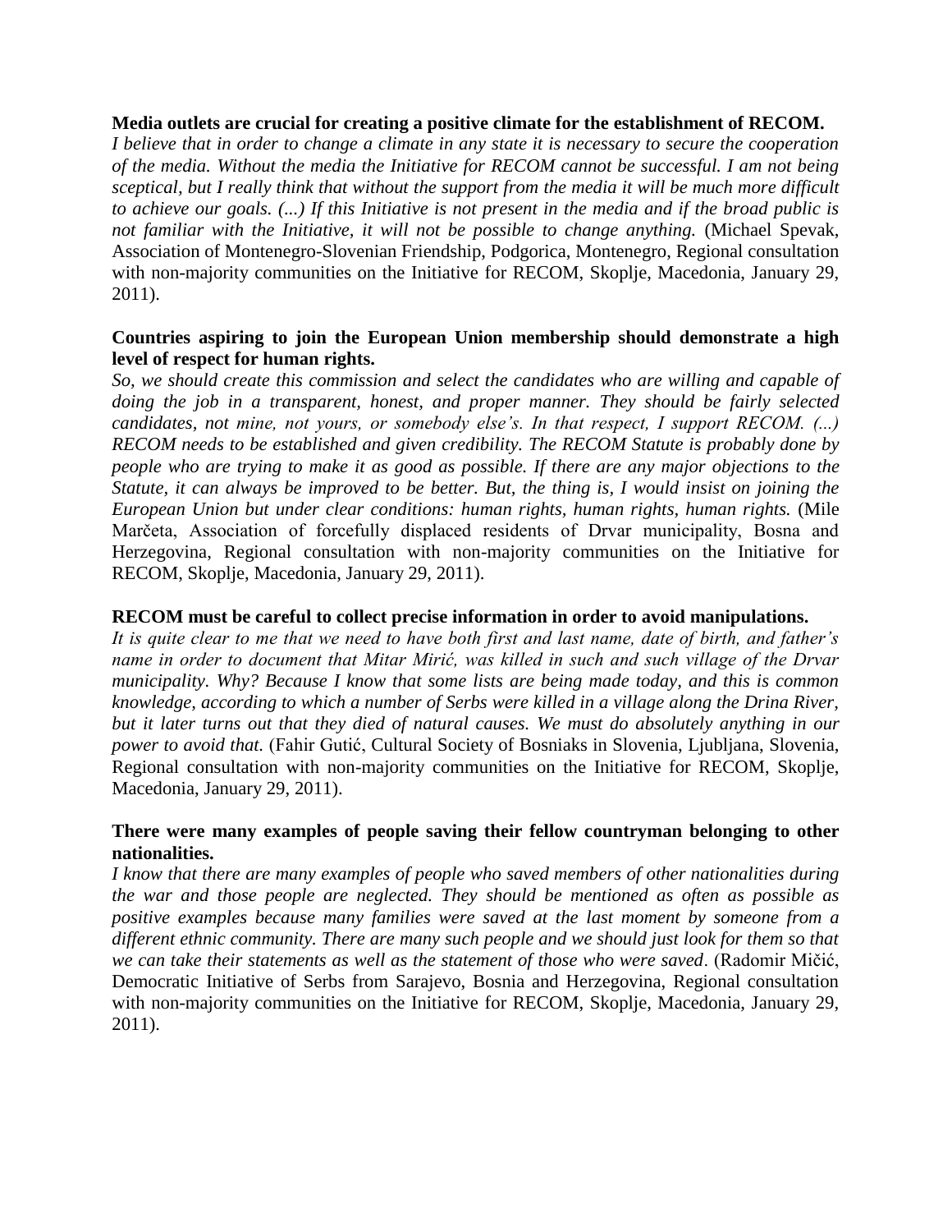**Media outlets are crucial for creating a positive climate for the establishment of RECOM.**
*I believe that in order to change a climate in any state it is necessary to secure the cooperation of the media. Without the media the Initiative for RECOM cannot be successful. I am not being sceptical, but I really think that without the support from the media it will be much more difficult to achieve our goals. (...) If this Initiative is not present in the media and if the broad public is not familiar with the Initiative, it will not be possible to change anything.* (Michael Spevak, Association of Montenegro-Slovenian Friendship, Podgorica, Montenegro, Regional consultation with non-majority communities on the Initiative for RECOM, Skoplje, Macedonia, January 29, 2011).

**Countries aspiring to join the European Union membership should demonstrate a high level of respect for human rights.**
*So, we should create this commission and select the candidates who are willing and capable of doing the job in a transparent, honest, and proper manner. They should be fairly selected candidates, not mine, not yours, or somebody else's. In that respect, I support RECOM. (...) RECOM needs to be established and given credibility. The RECOM Statute is probably done by people who are trying to make it as good as possible. If there are any major objections to the Statute, it can always be improved to be better. But, the thing is, I would insist on joining the European Union but under clear conditions: human rights, human rights, human rights.* (Mile Marčeta, Association of forcefully displaced residents of Drvar municipality, Bosna and Herzegovina, Regional consultation with non-majority communities on the Initiative for RECOM, Skoplje, Macedonia, January 29, 2011).

**RECOM must be careful to collect precise information in order to avoid manipulations.**
*It is quite clear to me that we need to have both first and last name, date of birth, and father's name in order to document that Mitar Mirić, was killed in such and such village of the Drvar municipality. Why? Because I know that some lists are being made today, and this is common knowledge, according to which a number of Serbs were killed in a village along the Drina River, but it later turns out that they died of natural causes. We must do absolutely anything in our power to avoid that.* (Fahir Gutić, Cultural Society of Bosniaks in Slovenia, Ljubljana, Slovenia, Regional consultation with non-majority communities on the Initiative for RECOM, Skoplje, Macedonia, January 29, 2011).

**There were many examples of people saving their fellow countryman belonging to other nationalities.**
*I know that there are many examples of people who saved members of other nationalities during the war and those people are neglected. They should be mentioned as often as possible as positive examples because many families were saved at the last moment by someone from a different ethnic community. There are many such people and we should just look for them so that we can take their statements as well as the statement of those who were saved*. (Radomir Mičić, Democratic Initiative of Serbs from Sarajevo, Bosnia and Herzegovina, Regional consultation with non-majority communities on the Initiative for RECOM, Skoplje, Macedonia, January 29, 2011).